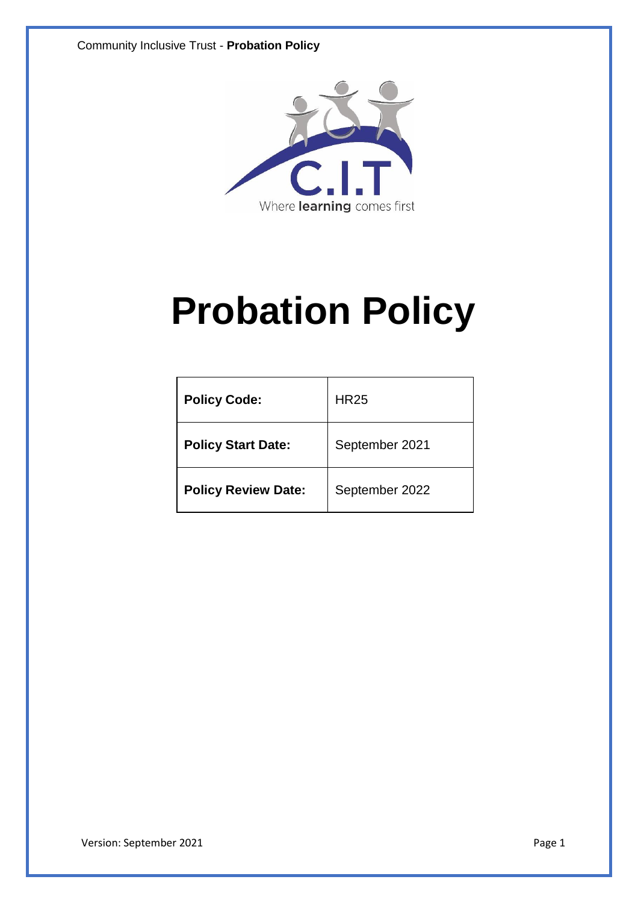C.I.T

Where **learning** comes first

# Probation Policy

| Policy Code: | HR25 |
| --- | --- |
| Policy Start Date: | September 2021 |
| Policy Review Date: | September 2022 |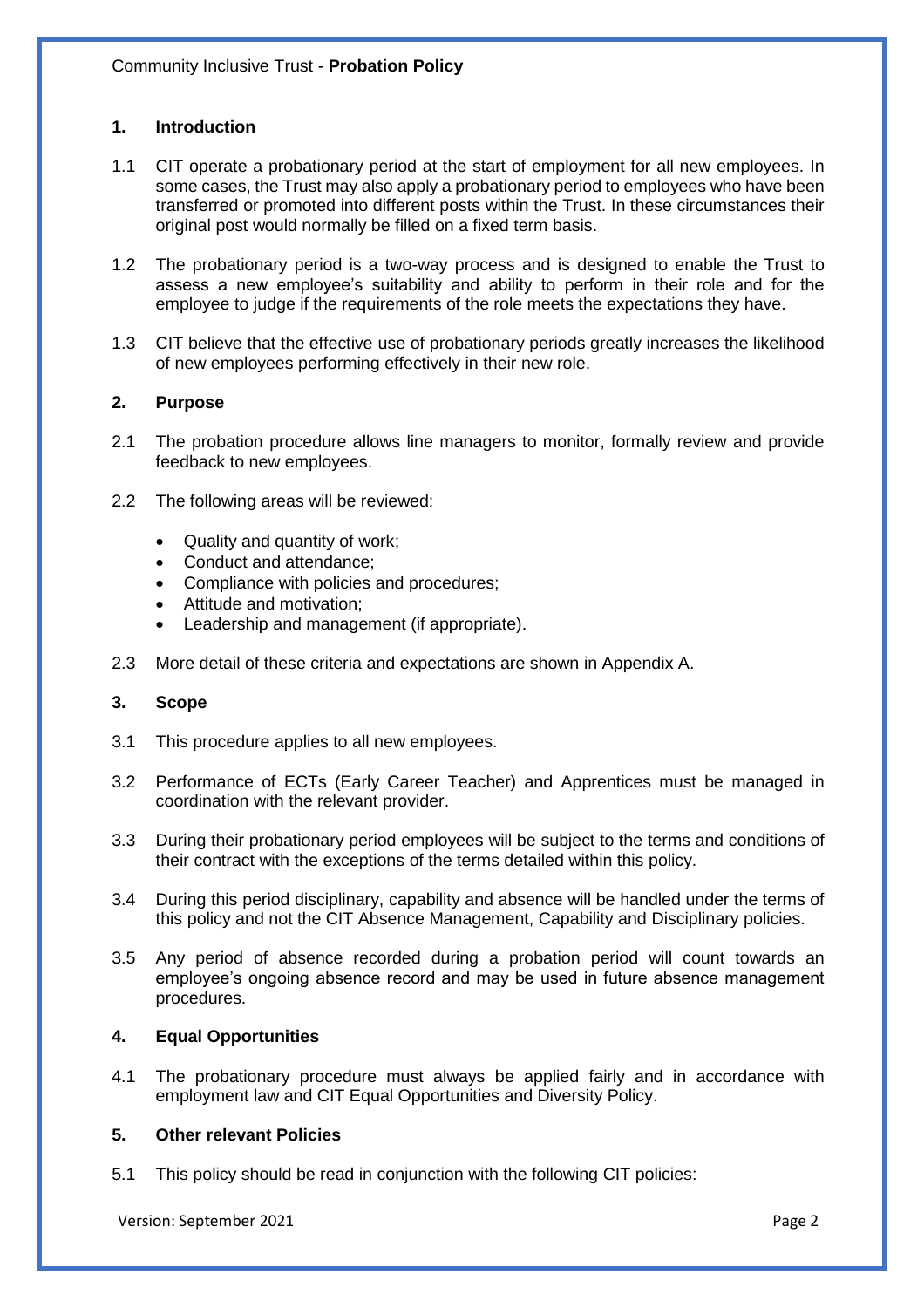## 1. Introduction

1.1 CIT operate a probationary period at the start of employment for all new employees. In some cases, the Trust may also apply a probationary period to employees who have been transferred or promoted into different posts within the Trust. In these circumstances their original post would normally be filled on a fixed term basis.

1.2 The probationary period is a two-way process and is designed to enable the Trust to assess a new employee's suitability and ability to perform in their role and for the employee to judge if the requirements of the role meets the expectations they have.

1.3 CIT believe that the effective use of probationary periods greatly increases the likelihood of new employees performing effectively in their new role.

## 2. Purpose

2.1 The probation procedure allows line managers to monitor, formally review and provide feedback to new employees.

2.2 The following areas will be reviewed:

- Quality and quantity of work;
- Conduct and attendance;
- Compliance with policies and procedures;
- Attitude and motivation;
- Leadership and management (if appropriate).

2.3 More detail of these criteria and expectations are shown in Appendix A.

## 3. Scope

3.1 This procedure applies to all new employees.

3.2 Performance of ECTs (Early Career Teacher) and Apprentices must be managed in coordination with the relevant provider.

3.3 During their probationary period employees will be subject to the terms and conditions of their contract with the exceptions of the terms detailed within this policy.

3.4 During this period disciplinary, capability and absence will be handled under the terms of this policy and not the CIT Absence Management, Capability and Disciplinary policies.

3.5 Any period of absence recorded during a probation period will count towards an employee's ongoing absence record and may be used in future absence management procedures.

## 4. Equal Opportunities

4.1 The probationary procedure must always be applied fairly and in accordance with employment law and CIT Equal Opportunities and Diversity Policy.

## 5. Other relevant Policies

5.1 This policy should be read in conjunction with the following CIT policies: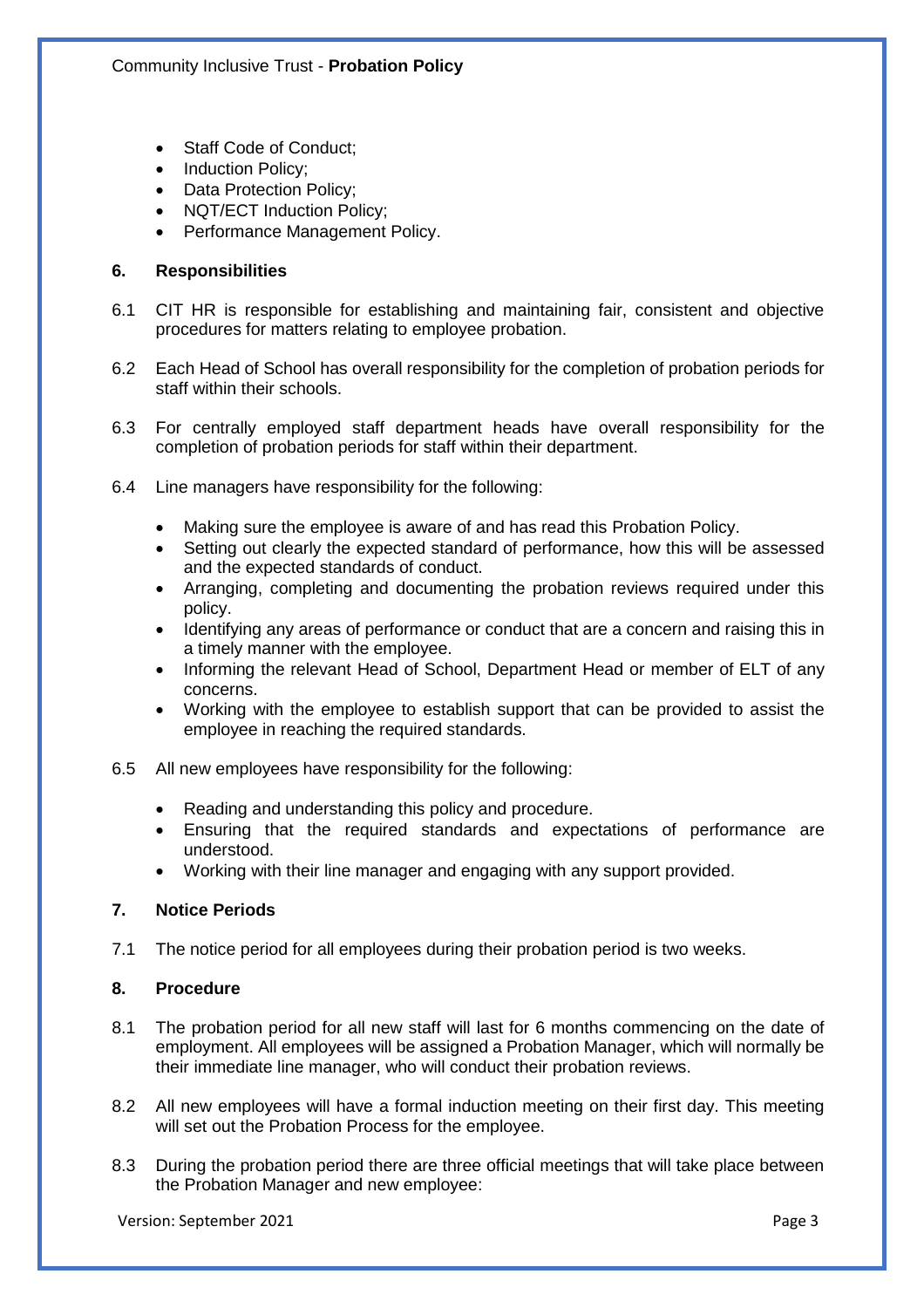- Staff Code of Conduct;
- Induction Policy;
- Data Protection Policy;
- NQT/ECT Induction Policy;
- Performance Management Policy.

## 6. Responsibilities

6.1 CIT HR is responsible for establishing and maintaining fair, consistent and objective procedures for matters relating to employee probation.

6.2 Each Head of School has overall responsibility for the completion of probation periods for staff within their schools.

6.3 For centrally employed staff department heads have overall responsibility for the completion of probation periods for staff within their department.

6.4 Line managers have responsibility for the following:

- Making sure the employee is aware of and has read this Probation Policy.
- Setting out clearly the expected standard of performance, how this will be assessed and the expected standards of conduct.
- Arranging, completing and documenting the probation reviews required under this policy.
- Identifying any areas of performance or conduct that are a concern and raising this in a timely manner with the employee.
- Informing the relevant Head of School, Department Head or member of ELT of any concerns.
- Working with the employee to establish support that can be provided to assist the employee in reaching the required standards.

6.5 All new employees have responsibility for the following:

- Reading and understanding this policy and procedure.
- Ensuring that the required standards and expectations of performance are understood.
- Working with their line manager and engaging with any support provided.

## 7. Notice Periods

7.1 The notice period for all employees during their probation period is two weeks.

## 8. Procedure

8.1 The probation period for all new staff will last for 6 months commencing on the date of employment. All employees will be assigned a Probation Manager, which will normally be their immediate line manager, who will conduct their probation reviews.

8.2 All new employees will have a formal induction meeting on their first day. This meeting will set out the Probation Process for the employee.

8.3 During the probation period there are three official meetings that will take place between the Probation Manager and new employee: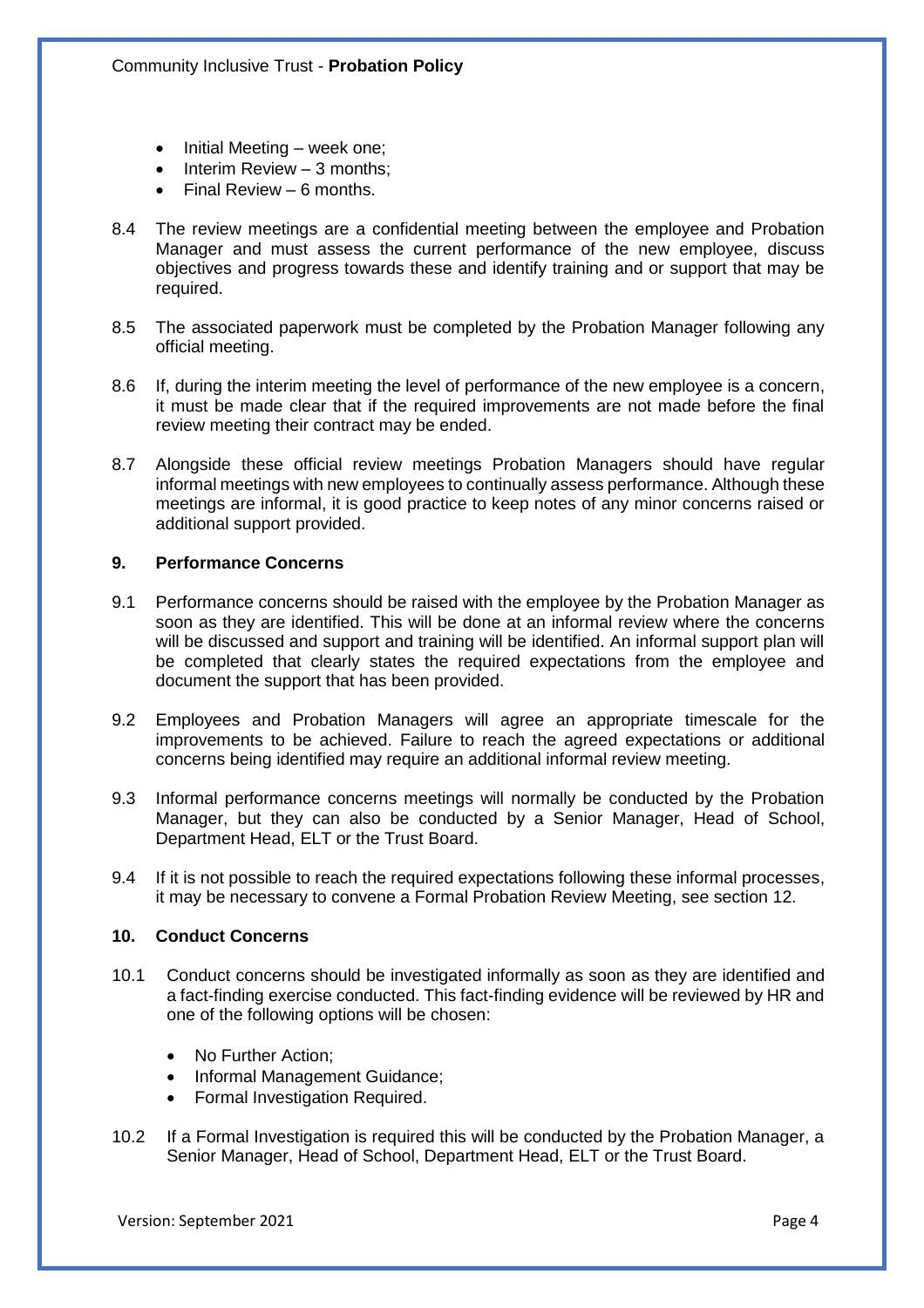- Initial Meeting – week one;
- Interim Review – 3 months;
- Final Review – 6 months.

8.4 The review meetings are a confidential meeting between the employee and Probation Manager and must assess the current performance of the new employee, discuss objectives and progress towards these and identify training and or support that may be required.

8.5 The associated paperwork must be completed by the Probation Manager following any official meeting.

8.6 If, during the interim meeting the level of performance of the new employee is a concern, it must be made clear that if the required improvements are not made before the final review meeting their contract may be ended.

8.7 Alongside these official review meetings Probation Managers should have regular informal meetings with new employees to continually assess performance. Although these meetings are informal, it is good practice to keep notes of any minor concerns raised or additional support provided.

## 9. Performance Concerns

9.1 Performance concerns should be raised with the employee by the Probation Manager as soon as they are identified. This will be done at an informal review where the concerns will be discussed and support and training will be identified. An informal support plan will be completed that clearly states the required expectations from the employee and document the support that has been provided.

9.2 Employees and Probation Managers will agree an appropriate timescale for the improvements to be achieved. Failure to reach the agreed expectations or additional concerns being identified may require an additional informal review meeting.

9.3 Informal performance concerns meetings will normally be conducted by the Probation Manager, but they can also be conducted by a Senior Manager, Head of School, Department Head, ELT or the Trust Board.

9.4 If it is not possible to reach the required expectations following these informal processes, it may be necessary to convene a Formal Probation Review Meeting, see section 12.

## 10. Conduct Concerns

10.1 Conduct concerns should be investigated informally as soon as they are identified and a fact-finding exercise conducted. This fact-finding evidence will be reviewed by HR and one of the following options will be chosen:

- No Further Action;
- Informal Management Guidance;
- Formal Investigation Required.

10.2 If a Formal Investigation is required this will be conducted by the Probation Manager, a Senior Manager, Head of School, Department Head, ELT or the Trust Board.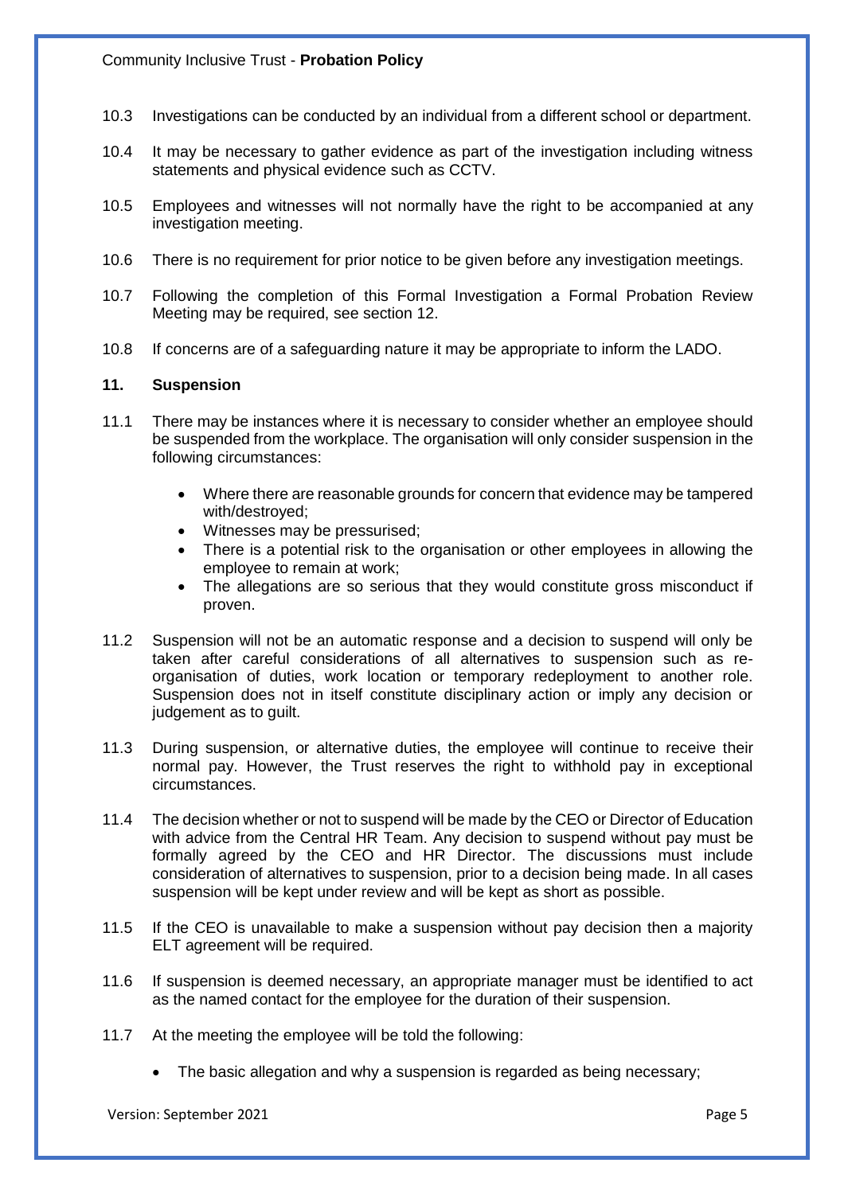10.3 Investigations can be conducted by an individual from a different school or department.

10.4 It may be necessary to gather evidence as part of the investigation including witness statements and physical evidence such as CCTV.

10.5 Employees and witnesses will not normally have the right to be accompanied at any investigation meeting.

10.6 There is no requirement for prior notice to be given before any investigation meetings.

10.7 Following the completion of this Formal Investigation a Formal Probation Review Meeting may be required, see section 12.

10.8 If concerns are of a safeguarding nature it may be appropriate to inform the LADO.

## 11. Suspension

11.1 There may be instances where it is necessary to consider whether an employee should be suspended from the workplace. The organisation will only consider suspension in the following circumstances:

- Where there are reasonable grounds for concern that evidence may be tampered with/destroyed;
- Witnesses may be pressurised;
- There is a potential risk to the organisation or other employees in allowing the employee to remain at work;
- The allegations are so serious that they would constitute gross misconduct if proven.

11.2 Suspension will not be an automatic response and a decision to suspend will only be taken after careful considerations of all alternatives to suspension such as re-organisation of duties, work location or temporary redeployment to another role. Suspension does not in itself constitute disciplinary action or imply any decision or judgement as to guilt.

11.3 During suspension, or alternative duties, the employee will continue to receive their normal pay. However, the Trust reserves the right to withhold pay in exceptional circumstances.

11.4 The decision whether or not to suspend will be made by the CEO or Director of Education with advice from the Central HR Team. Any decision to suspend without pay must be formally agreed by the CEO and HR Director. The discussions must include consideration of alternatives to suspension, prior to a decision being made. In all cases suspension will be kept under review and will be kept as short as possible.

11.5 If the CEO is unavailable to make a suspension without pay decision then a majority ELT agreement will be required.

11.6 If suspension is deemed necessary, an appropriate manager must be identified to act as the named contact for the employee for the duration of their suspension.

11.7 At the meeting the employee will be told the following:

- The basic allegation and why a suspension is regarded as being necessary;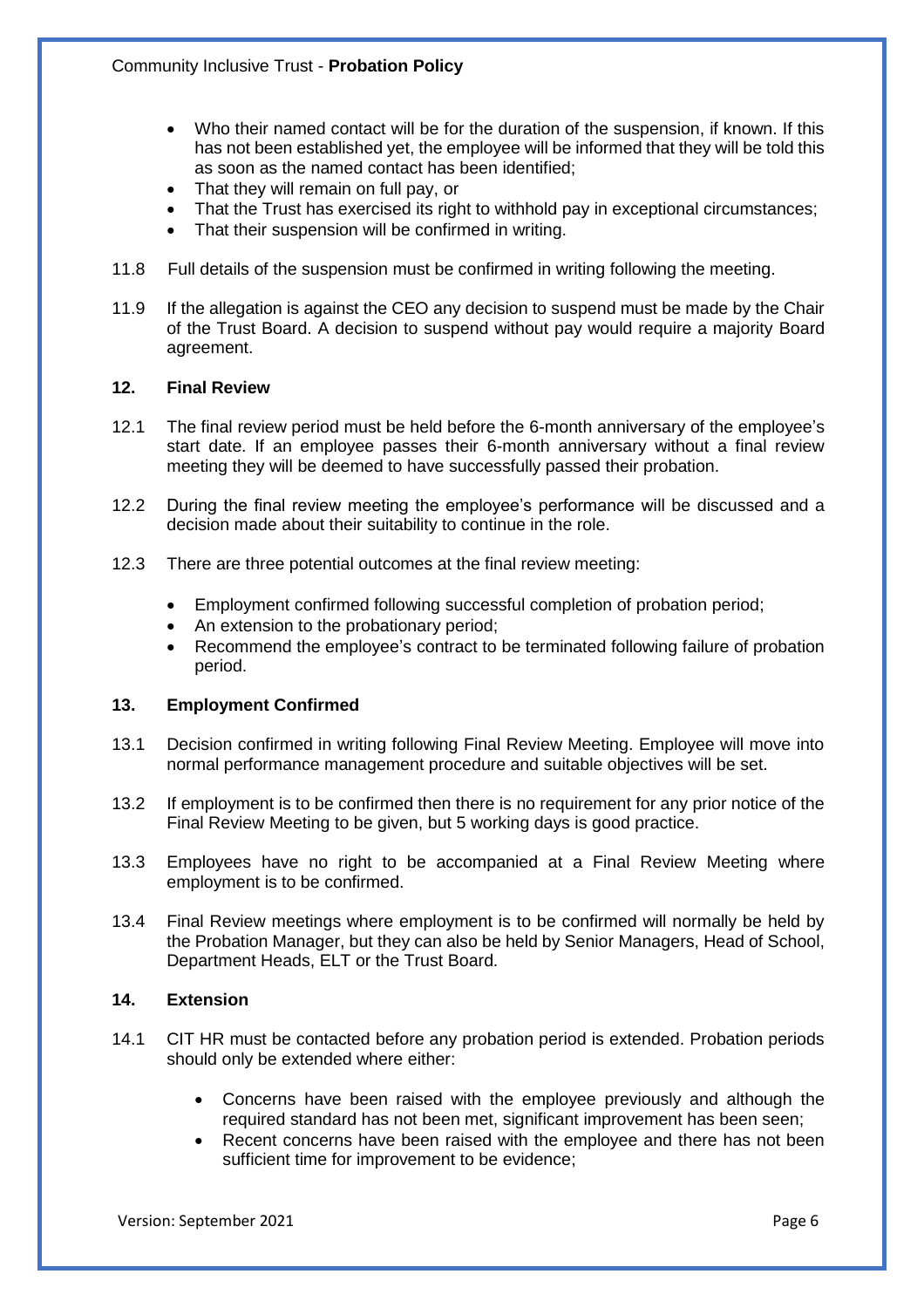- Who their named contact will be for the duration of the suspension, if known. If this has not been established yet, the employee will be informed that they will be told this as soon as the named contact has been identified;
- That they will remain on full pay, or
- That the Trust has exercised its right to withhold pay in exceptional circumstances;
- That their suspension will be confirmed in writing.

11.8 Full details of the suspension must be confirmed in writing following the meeting.

11.9 If the allegation is against the CEO any decision to suspend must be made by the Chair of the Trust Board. A decision to suspend without pay would require a majority Board agreement.

## 12. Final Review

12.1 The final review period must be held before the 6-month anniversary of the employee's start date. If an employee passes their 6-month anniversary without a final review meeting they will be deemed to have successfully passed their probation.

12.2 During the final review meeting the employee's performance will be discussed and a decision made about their suitability to continue in the role.

12.3 There are three potential outcomes at the final review meeting:

- Employment confirmed following successful completion of probation period;
- An extension to the probationary period;
- Recommend the employee's contract to be terminated following failure of probation period.

## 13. Employment Confirmed

13.1 Decision confirmed in writing following Final Review Meeting. Employee will move into normal performance management procedure and suitable objectives will be set.

13.2 If employment is to be confirmed then there is no requirement for any prior notice of the Final Review Meeting to be given, but 5 working days is good practice.

13.3 Employees have no right to be accompanied at a Final Review Meeting where employment is to be confirmed.

13.4 Final Review meetings where employment is to be confirmed will normally be held by the Probation Manager, but they can also be held by Senior Managers, Head of School, Department Heads, ELT or the Trust Board.

## 14. Extension

14.1 CIT HR must be contacted before any probation period is extended. Probation periods should only be extended where either:

- Concerns have been raised with the employee previously and although the required standard has not been met, significant improvement has been seen;
- Recent concerns have been raised with the employee and there has not been sufficient time for improvement to be evidence;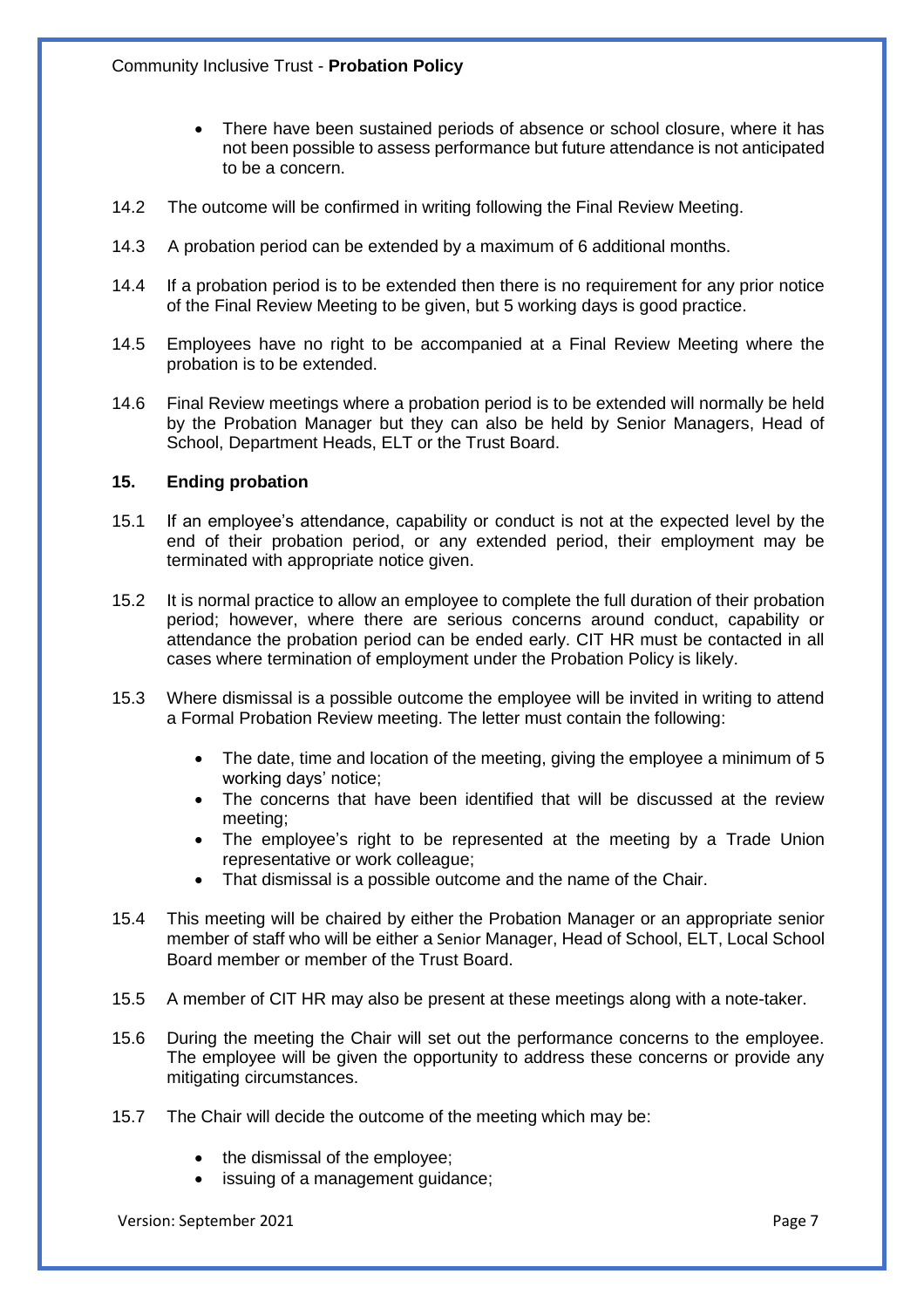- There have been sustained periods of absence or school closure, where it has not been possible to assess performance but future attendance is not anticipated to be a concern.

14.2 The outcome will be confirmed in writing following the Final Review Meeting.

14.3 A probation period can be extended by a maximum of 6 additional months.

14.4 If a probation period is to be extended then there is no requirement for any prior notice of the Final Review Meeting to be given, but 5 working days is good practice.

14.5 Employees have no right to be accompanied at a Final Review Meeting where the probation is to be extended.

14.6 Final Review meetings where a probation period is to be extended will normally be held by the Probation Manager but they can also be held by Senior Managers, Head of School, Department Heads, ELT or the Trust Board.

## 15. Ending probation

15.1 If an employee's attendance, capability or conduct is not at the expected level by the end of their probation period, or any extended period, their employment may be terminated with appropriate notice given.

15.2 It is normal practice to allow an employee to complete the full duration of their probation period; however, where there are serious concerns around conduct, capability or attendance the probation period can be ended early. CIT HR must be contacted in all cases where termination of employment under the Probation Policy is likely.

15.3 Where dismissal is a possible outcome the employee will be invited in writing to attend a Formal Probation Review meeting. The letter must contain the following:

- The date, time and location of the meeting, giving the employee a minimum of 5 working days' notice;
- The concerns that have been identified that will be discussed at the review meeting;
- The employee's right to be represented at the meeting by a Trade Union representative or work colleague;
- That dismissal is a possible outcome and the name of the Chair.

15.4 This meeting will be chaired by either the Probation Manager or an appropriate senior member of staff who will be either a Senior Manager, Head of School, ELT, Local School Board member or member of the Trust Board.

15.5 A member of CIT HR may also be present at these meetings along with a note-taker.

15.6 During the meeting the Chair will set out the performance concerns to the employee. The employee will be given the opportunity to address these concerns or provide any mitigating circumstances.

15.7 The Chair will decide the outcome of the meeting which may be:

- the dismissal of the employee;
- issuing of a management guidance;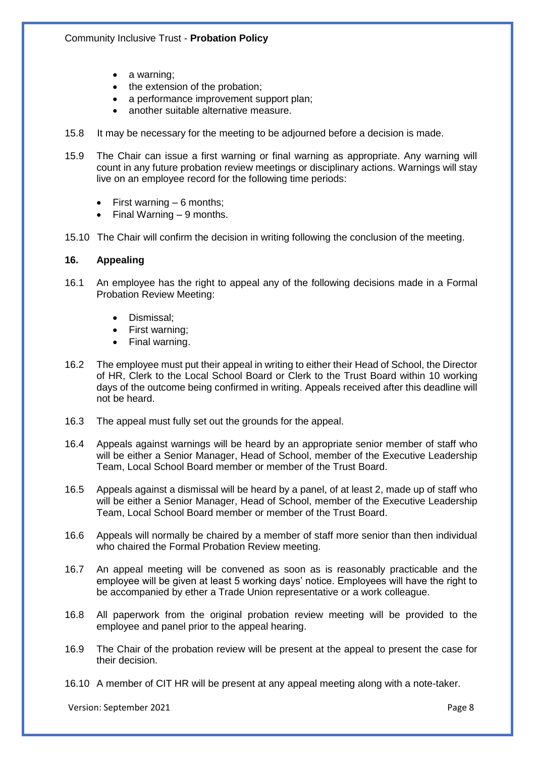- a warning;
- the extension of the probation;
- a performance improvement support plan;
- another suitable alternative measure.

15.8 It may be necessary for the meeting to be adjourned before a decision is made.

15.9 The Chair can issue a first warning or final warning as appropriate. Any warning will count in any future probation review meetings or disciplinary actions. Warnings will stay live on an employee record for the following time periods:

- First warning – 6 months;
- Final Warning – 9 months.

15.10 The Chair will confirm the decision in writing following the conclusion of the meeting.

## 16. Appealing

16.1 An employee has the right to appeal any of the following decisions made in a Formal Probation Review Meeting:

- Dismissal;
- First warning;
- Final warning.

16.2 The employee must put their appeal in writing to either their Head of School, the Director of HR, Clerk to the Local School Board or Clerk to the Trust Board within 10 working days of the outcome being confirmed in writing. Appeals received after this deadline will not be heard.

16.3 The appeal must fully set out the grounds for the appeal.

16.4 Appeals against warnings will be heard by an appropriate senior member of staff who will be either a Senior Manager, Head of School, member of the Executive Leadership Team, Local School Board member or member of the Trust Board.

16.5 Appeals against a dismissal will be heard by a panel, of at least 2, made up of staff who will be either a Senior Manager, Head of School, member of the Executive Leadership Team, Local School Board member or member of the Trust Board.

16.6 Appeals will normally be chaired by a member of staff more senior than then individual who chaired the Formal Probation Review meeting.

16.7 An appeal meeting will be convened as soon as is reasonably practicable and the employee will be given at least 5 working days' notice. Employees will have the right to be accompanied by ether a Trade Union representative or a work colleague.

16.8 All paperwork from the original probation review meeting will be provided to the employee and panel prior to the appeal hearing.

16.9 The Chair of the probation review will be present at the appeal to present the case for their decision.

16.10 A member of CIT HR will be present at any appeal meeting along with a note-taker.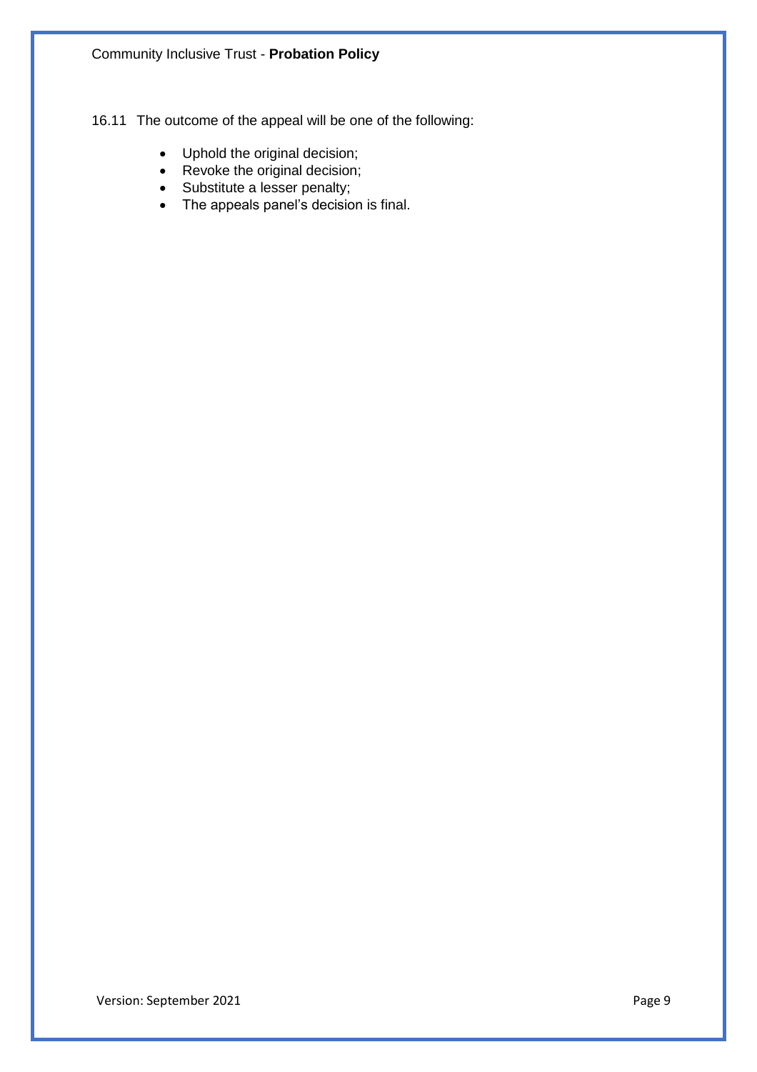16.11 The outcome of the appeal will be one of the following:

- Uphold the original decision;
- Revoke the original decision;
- Substitute a lesser penalty;
- The appeals panel's decision is final.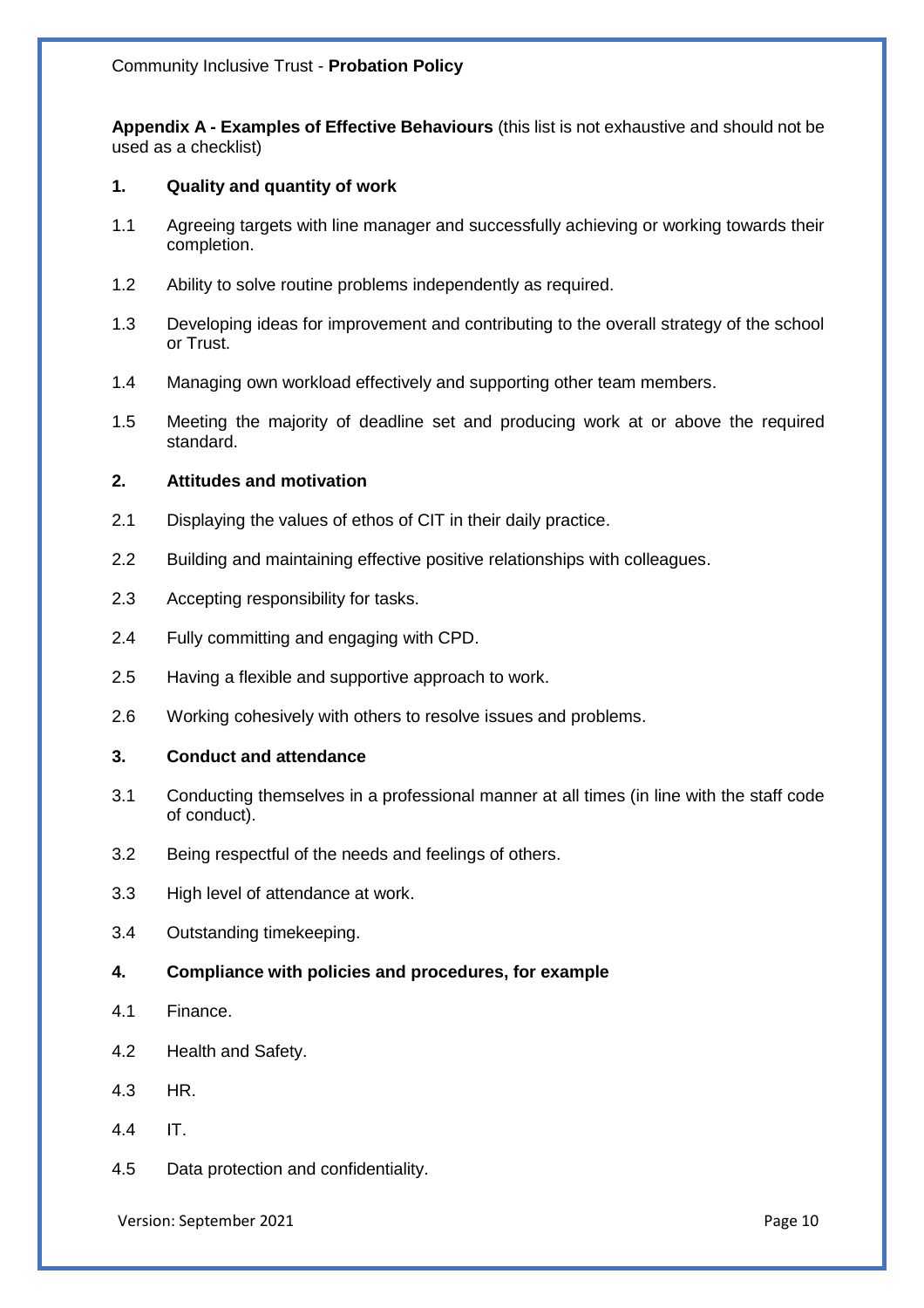**Appendix A - Examples of Effective Behaviours** (this list is not exhaustive and should not be used as a checklist)

**1. Quality and quantity of work**

1.1 Agreeing targets with line manager and successfully achieving or working towards their completion.

1.2 Ability to solve routine problems independently as required.

1.3 Developing ideas for improvement and contributing to the overall strategy of the school or Trust.

1.4 Managing own workload effectively and supporting other team members.

1.5 Meeting the majority of deadline set and producing work at or above the required standard.

**2. Attitudes and motivation**

2.1 Displaying the values of ethos of CIT in their daily practice.

2.2 Building and maintaining effective positive relationships with colleagues.

2.3 Accepting responsibility for tasks.

2.4 Fully committing and engaging with CPD.

2.5 Having a flexible and supportive approach to work.

2.6 Working cohesively with others to resolve issues and problems.

**3. Conduct and attendance**

3.1 Conducting themselves in a professional manner at all times (in line with the staff code of conduct).

3.2 Being respectful of the needs and feelings of others.

3.3 High level of attendance at work.

3.4 Outstanding timekeeping.

**4. Compliance with policies and procedures, for example**

4.1 Finance.

4.2 Health and Safety.

4.3 HR.

4.4 IT.

4.5 Data protection and confidentiality.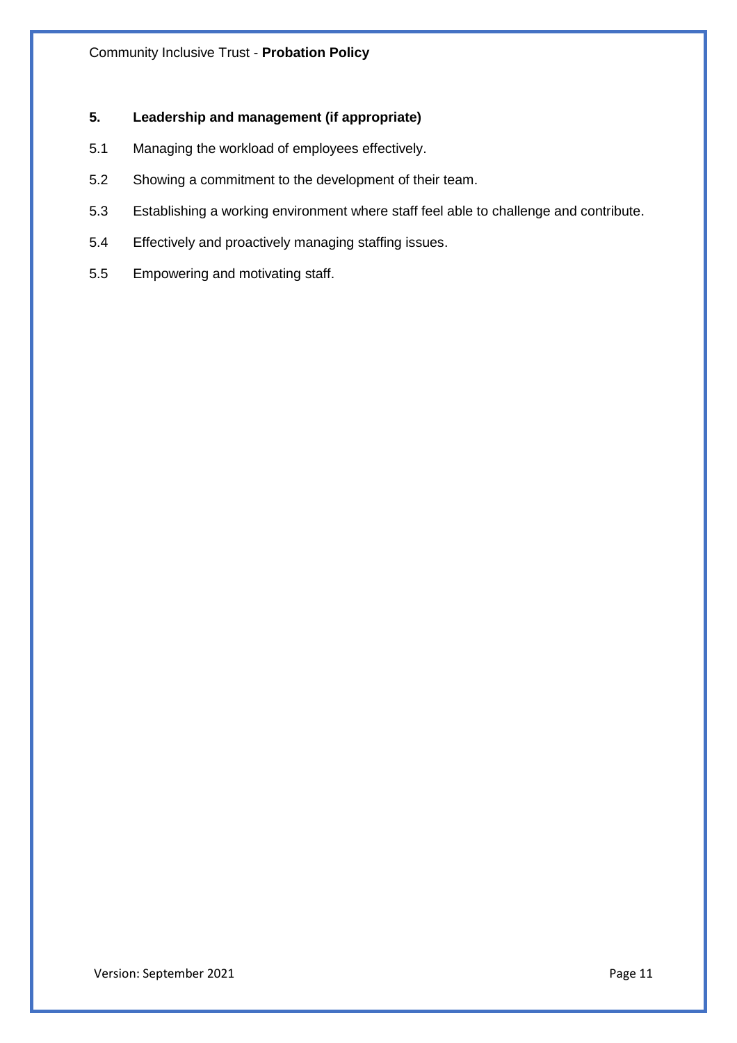## 5. Leadership and management (if appropriate)

5.1 Managing the workload of employees effectively.

5.2 Showing a commitment to the development of their team.

5.3 Establishing a working environment where staff feel able to challenge and contribute.

5.4 Effectively and proactively managing staffing issues.

5.5 Empowering and motivating staff.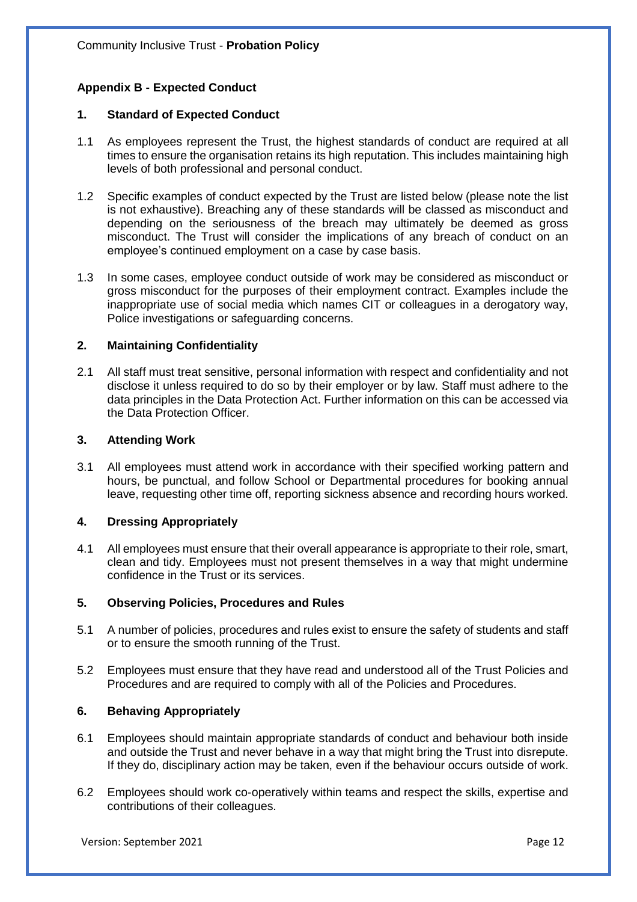## Appendix B - Expected Conduct

### 1. Standard of Expected Conduct

1.1 As employees represent the Trust, the highest standards of conduct are required at all times to ensure the organisation retains its high reputation. This includes maintaining high levels of both professional and personal conduct.

1.2 Specific examples of conduct expected by the Trust are listed below (please note the list is not exhaustive). Breaching any of these standards will be classed as misconduct and depending on the seriousness of the breach may ultimately be deemed as gross misconduct. The Trust will consider the implications of any breach of conduct on an employee's continued employment on a case by case basis.

1.3 In some cases, employee conduct outside of work may be considered as misconduct or gross misconduct for the purposes of their employment contract. Examples include the inappropriate use of social media which names CIT or colleagues in a derogatory way, Police investigations or safeguarding concerns.

### 2. Maintaining Confidentiality

2.1 All staff must treat sensitive, personal information with respect and confidentiality and not disclose it unless required to do so by their employer or by law. Staff must adhere to the data principles in the Data Protection Act. Further information on this can be accessed via the Data Protection Officer.

### 3. Attending Work

3.1 All employees must attend work in accordance with their specified working pattern and hours, be punctual, and follow School or Departmental procedures for booking annual leave, requesting other time off, reporting sickness absence and recording hours worked.

### 4. Dressing Appropriately

4.1 All employees must ensure that their overall appearance is appropriate to their role, smart, clean and tidy. Employees must not present themselves in a way that might undermine confidence in the Trust or its services.

### 5. Observing Policies, Procedures and Rules

5.1 A number of policies, procedures and rules exist to ensure the safety of students and staff or to ensure the smooth running of the Trust.

5.2 Employees must ensure that they have read and understood all of the Trust Policies and Procedures and are required to comply with all of the Policies and Procedures.

### 6. Behaving Appropriately

6.1 Employees should maintain appropriate standards of conduct and behaviour both inside and outside the Trust and never behave in a way that might bring the Trust into disrepute. If they do, disciplinary action may be taken, even if the behaviour occurs outside of work.

6.2 Employees should work co-operatively within teams and respect the skills, expertise and contributions of their colleagues.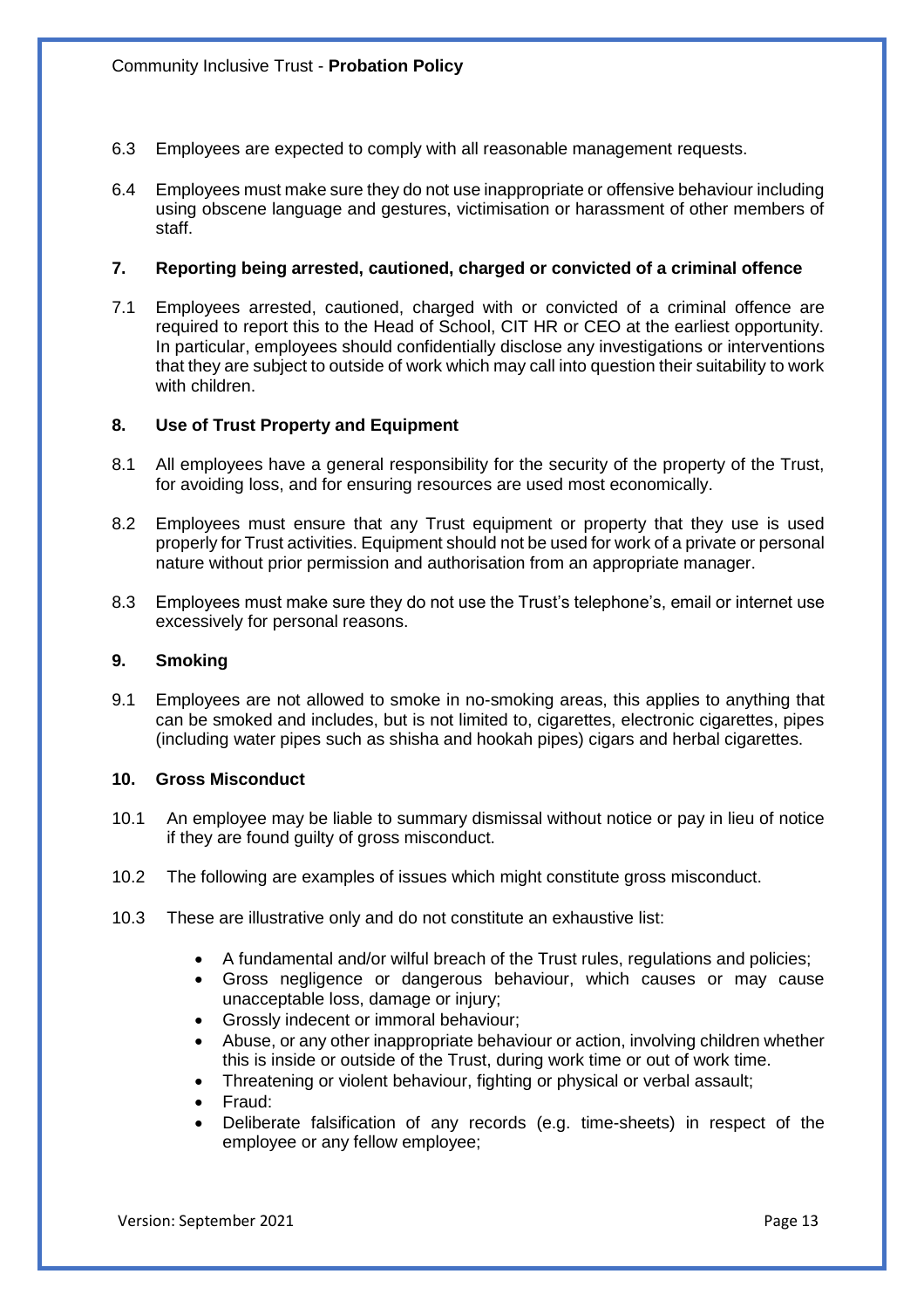6.3 Employees are expected to comply with all reasonable management requests.

6.4 Employees must make sure they do not use inappropriate or offensive behaviour including using obscene language and gestures, victimisation or harassment of other members of staff.

## 7. Reporting being arrested, cautioned, charged or convicted of a criminal offence

7.1 Employees arrested, cautioned, charged with or convicted of a criminal offence are required to report this to the Head of School, CIT HR or CEO at the earliest opportunity. In particular, employees should confidentially disclose any investigations or interventions that they are subject to outside of work which may call into question their suitability to work with children.

## 8. Use of Trust Property and Equipment

8.1 All employees have a general responsibility for the security of the property of the Trust, for avoiding loss, and for ensuring resources are used most economically.

8.2 Employees must ensure that any Trust equipment or property that they use is used properly for Trust activities. Equipment should not be used for work of a private or personal nature without prior permission and authorisation from an appropriate manager.

8.3 Employees must make sure they do not use the Trust's telephone's, email or internet use excessively for personal reasons.

## 9. Smoking

9.1 Employees are not allowed to smoke in no-smoking areas, this applies to anything that can be smoked and includes, but is not limited to, cigarettes, electronic cigarettes, pipes (including water pipes such as shisha and hookah pipes) cigars and herbal cigarettes.

## 10. Gross Misconduct

10.1 An employee may be liable to summary dismissal without notice or pay in lieu of notice if they are found guilty of gross misconduct.

10.2 The following are examples of issues which might constitute gross misconduct.

10.3 These are illustrative only and do not constitute an exhaustive list:

- A fundamental and/or wilful breach of the Trust rules, regulations and policies;
- Gross negligence or dangerous behaviour, which causes or may cause unacceptable loss, damage or injury;
- Grossly indecent or immoral behaviour;
- Abuse, or any other inappropriate behaviour or action, involving children whether this is inside or outside of the Trust, during work time or out of work time.
- Threatening or violent behaviour, fighting or physical or verbal assault;
- Fraud:
- Deliberate falsification of any records (e.g. time-sheets) in respect of the employee or any fellow employee;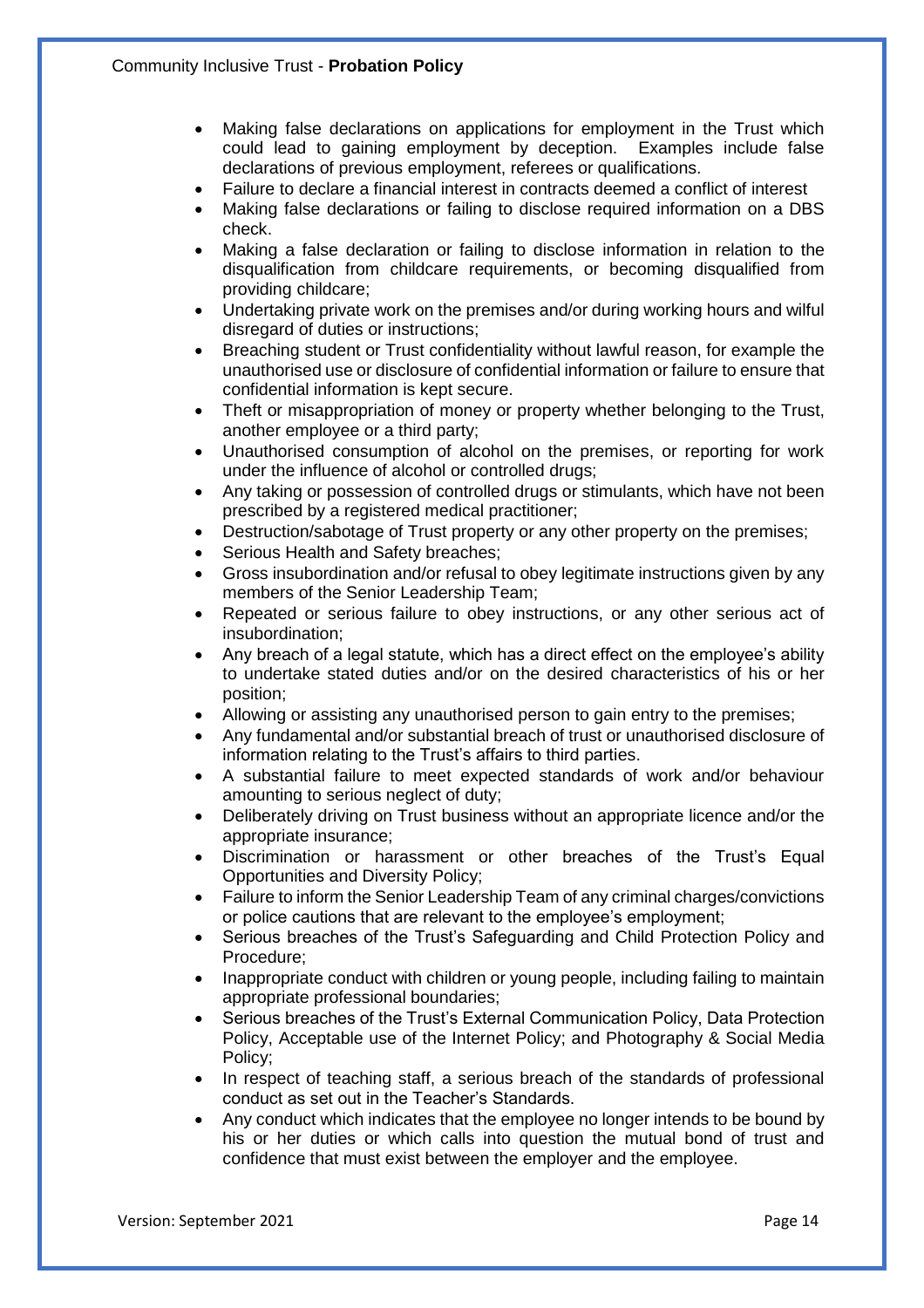- Making false declarations on applications for employment in the Trust which could lead to gaining employment by deception. Examples include false declarations of previous employment, referees or qualifications.
- Failure to declare a financial interest in contracts deemed a conflict of interest
- Making false declarations or failing to disclose required information on a DBS check.
- Making a false declaration or failing to disclose information in relation to the disqualification from childcare requirements, or becoming disqualified from providing childcare;
- Undertaking private work on the premises and/or during working hours and wilful disregard of duties or instructions;
- Breaching student or Trust confidentiality without lawful reason, for example the unauthorised use or disclosure of confidential information or failure to ensure that confidential information is kept secure.
- Theft or misappropriation of money or property whether belonging to the Trust, another employee or a third party;
- Unauthorised consumption of alcohol on the premises, or reporting for work under the influence of alcohol or controlled drugs;
- Any taking or possession of controlled drugs or stimulants, which have not been prescribed by a registered medical practitioner;
- Destruction/sabotage of Trust property or any other property on the premises;
- Serious Health and Safety breaches;
- Gross insubordination and/or refusal to obey legitimate instructions given by any members of the Senior Leadership Team;
- Repeated or serious failure to obey instructions, or any other serious act of insubordination;
- Any breach of a legal statute, which has a direct effect on the employee's ability to undertake stated duties and/or on the desired characteristics of his or her position;
- Allowing or assisting any unauthorised person to gain entry to the premises;
- Any fundamental and/or substantial breach of trust or unauthorised disclosure of information relating to the Trust's affairs to third parties.
- A substantial failure to meet expected standards of work and/or behaviour amounting to serious neglect of duty;
- Deliberately driving on Trust business without an appropriate licence and/or the appropriate insurance;
- Discrimination or harassment or other breaches of the Trust's Equal Opportunities and Diversity Policy;
- Failure to inform the Senior Leadership Team of any criminal charges/convictions or police cautions that are relevant to the employee's employment;
- Serious breaches of the Trust's Safeguarding and Child Protection Policy and Procedure;
- Inappropriate conduct with children or young people, including failing to maintain appropriate professional boundaries;
- Serious breaches of the Trust's External Communication Policy, Data Protection Policy, Acceptable use of the Internet Policy; and Photography & Social Media Policy;
- In respect of teaching staff, a serious breach of the standards of professional conduct as set out in the Teacher's Standards.
- Any conduct which indicates that the employee no longer intends to be bound by his or her duties or which calls into question the mutual bond of trust and confidence that must exist between the employer and the employee.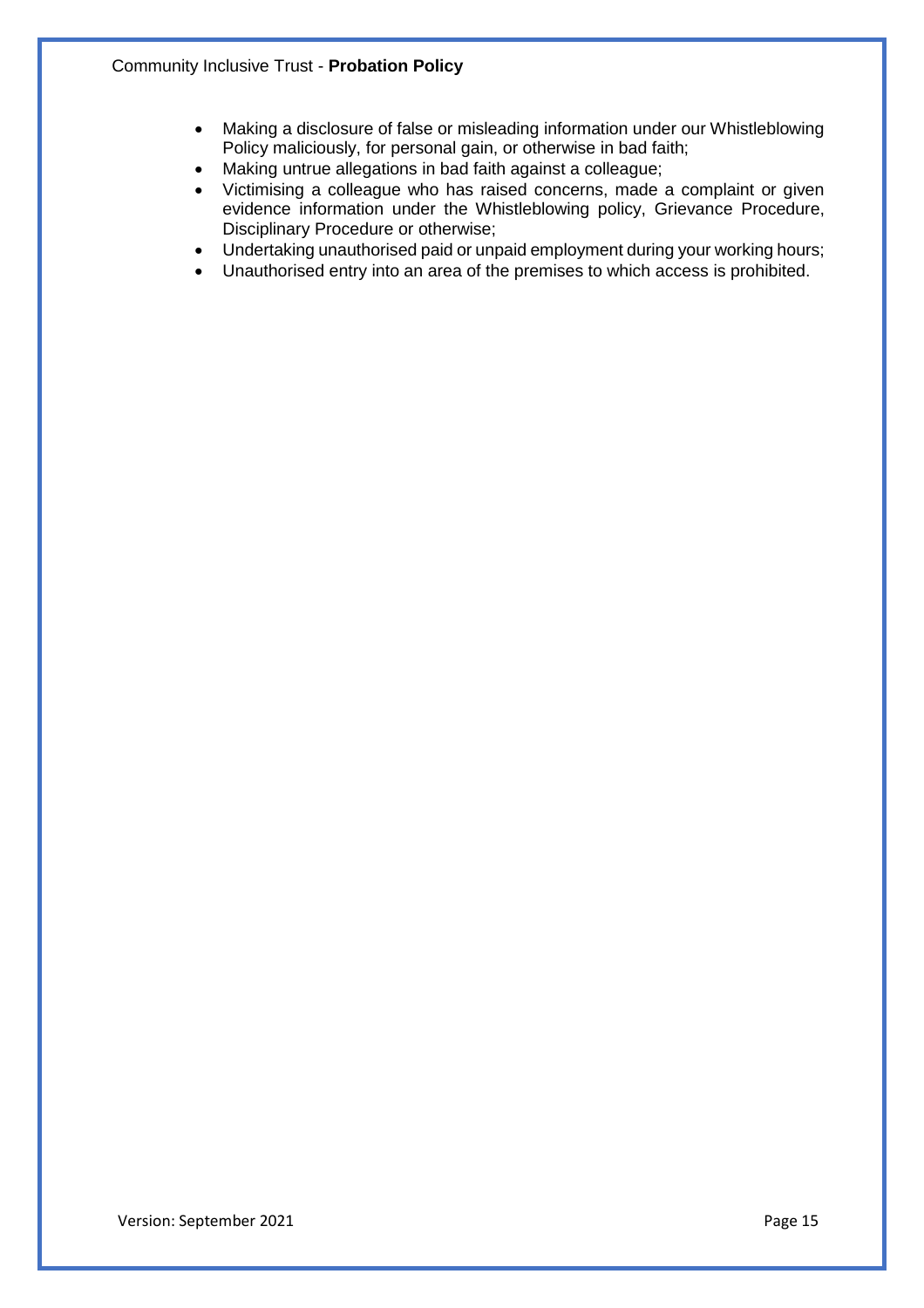- Making a disclosure of false or misleading information under our Whistleblowing Policy maliciously, for personal gain, or otherwise in bad faith;
- Making untrue allegations in bad faith against a colleague;
- Victimising a colleague who has raised concerns, made a complaint or given evidence information under the Whistleblowing policy, Grievance Procedure, Disciplinary Procedure or otherwise;
- Undertaking unauthorised paid or unpaid employment during your working hours;
- Unauthorised entry into an area of the premises to which access is prohibited.